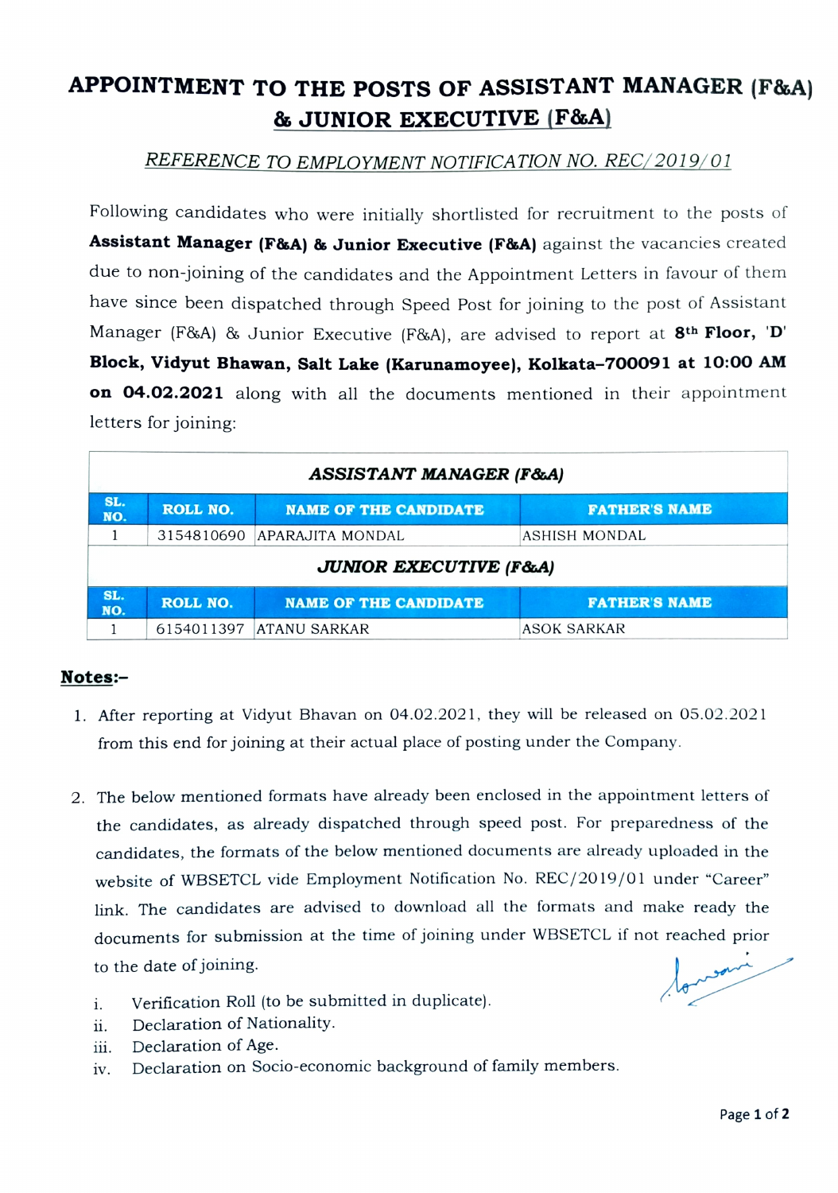# APPOINTMENT TO THE POSTS OF ASSISTANT MANAGER (F&A) & JUNIOR EXECUTIVE (F&A)

*REFERENCE TO EMPLOYMENT NOTIFICATION NO. REC/2019/01*

Following candidates who were initially shortlisted for recruitment to the posts of **Assistant Manager (F&A) & Junior Executive (F&A)** against the vacancies created due to non-joining of the candidates and the Appointment Letters in favour of them have since been dispatched through Speed Post for joining to the post of Assistant Manager (F&A) & Junior Executive (F&A), are advised to report at **8th Floor, 'D' Block, Vidyut Bhawan, Salt Lake (Karunamoyee), Kolkata–700091 at 10:00 AM on 04.02.2021** along with all the documents mentioned in their appointment letters for joining:

| ***ASSISTANT MANAGER (F&A)*** | | | |
|---|---|---|---|
| **SL. NO.** | **ROLL NO.** | **NAME OF THE CANDIDATE** | **FATHER'S NAME** |
| 1 | 3154810690 | APARAJITA MONDAL | ASHISH MONDAL |
| ***JUNIOR EXECUTIVE (F&A)*** | | | |
| **SL. NO.** | **ROLL NO.** | **NAME OF THE CANDIDATE** | **FATHER'S NAME** |
| 1 | 6154011397 | ATANU SARKAR | ASOK SARKAR |

**Notes:–**

1. After reporting at Vidyut Bhavan on 04.02.2021, they will be released on 05.02.2021 from this end for joining at their actual place of posting under the Company.

2. The below mentioned formats have already been enclosed in the appointment letters of the candidates, as already dispatched through speed post. For preparedness of the candidates, the formats of the below mentioned documents are already uploaded in the website of WBSETCL vide Employment Notification No. REC/2019/01 under "Career" link. The candidates are advised to download all the formats and make ready the documents for submission at the time of joining under WBSETCL if not reached prior to the date of joining.

   i. Verification Roll (to be submitted in duplicate).
   ii. Declaration of Nationality.
   iii. Declaration of Age.
   iv. Declaration on Socio-economic background of family members.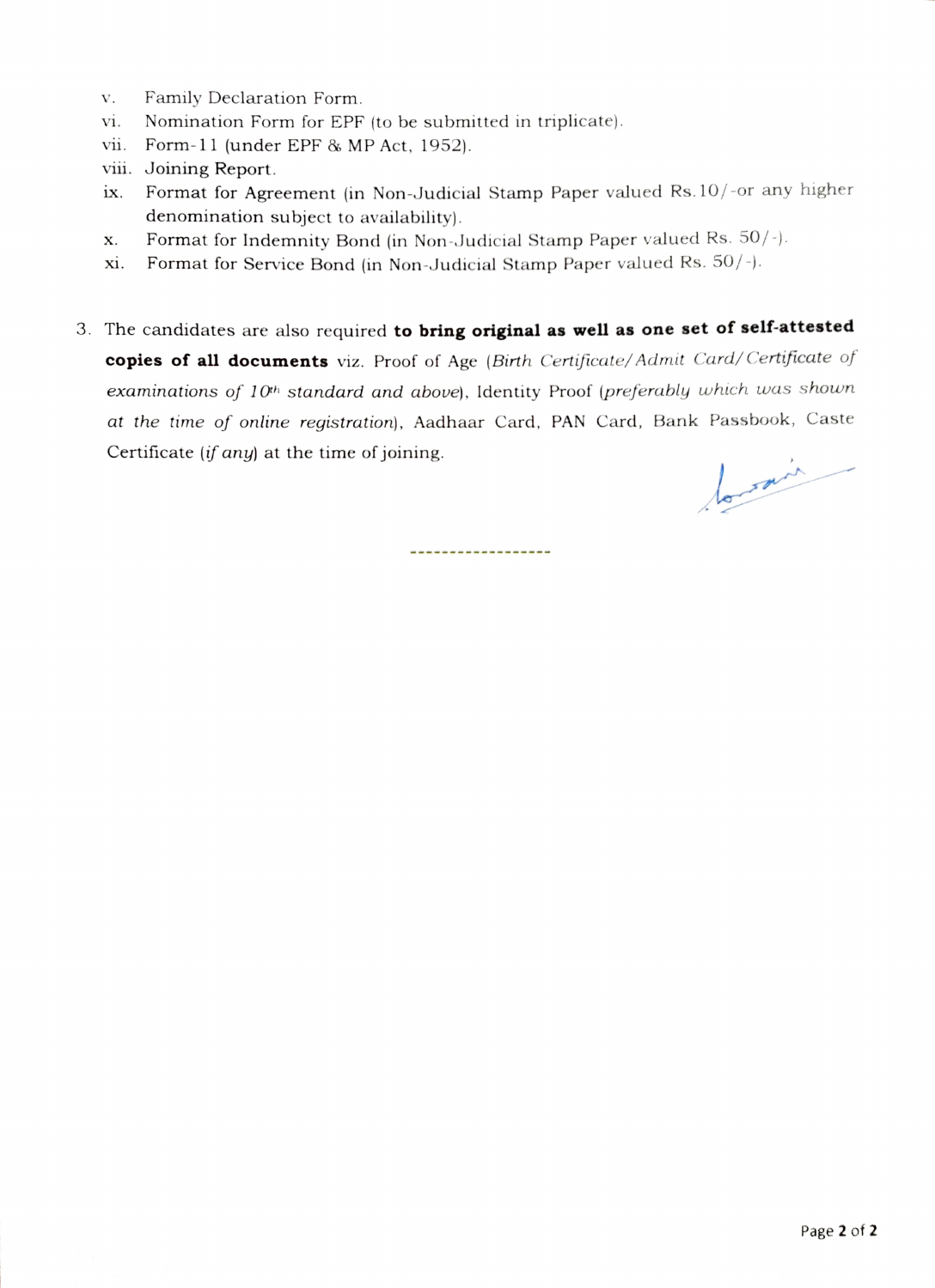v. Family Declaration Form.

vi. Nomination Form for EPF (to be submitted in triplicate).

vii. Form-11 (under EPF & MP Act, 1952).

viii. Joining Report.

ix. Format for Agreement (in Non-Judicial Stamp Paper valued Rs.10/-or any higher denomination subject to availability).

x. Format for Indemnity Bond (in Non-Judicial Stamp Paper valued Rs. 50/-).

xi. Format for Service Bond (in Non-Judicial Stamp Paper valued Rs. 50/-).

3. The candidates are also required **to bring original as well as one set of self-attested copies of all documents** viz. Proof of Age (*Birth Certificate/Admit Card/Certificate of examinations of 10th standard and above*), Identity Proof (*preferably which was shown at the time of online registration*), Aadhaar Card, PAN Card, Bank Passbook, Caste Certificate (*if any*) at the time of joining.

------------------